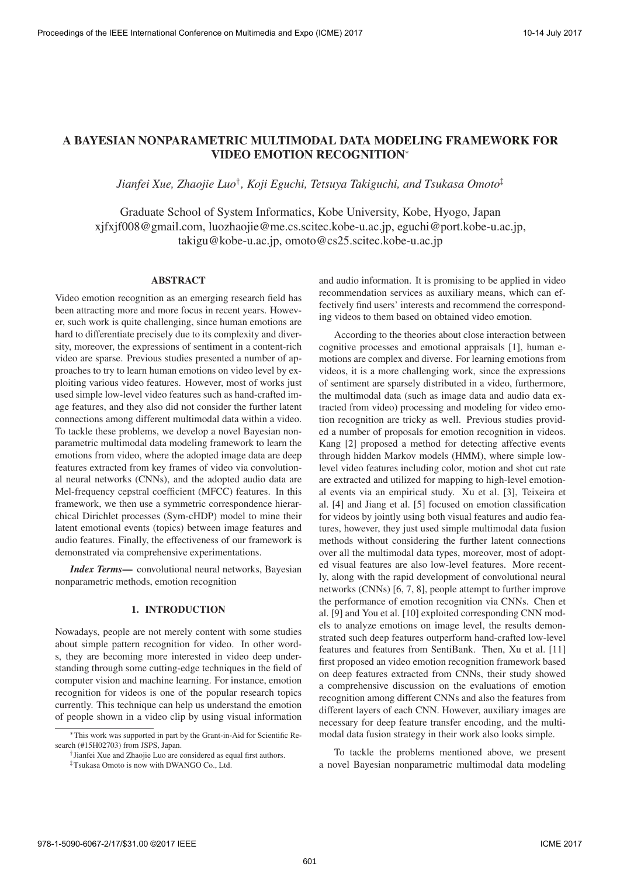# A BAYESIAN NONPARAMETRIC MULTIMODAL DATA MODELING FRAMEWORK FOR VIDEO EMOTION RECOGNITION*

*Jianfei Xue, Zhaojie Luo†, Koji Eguchi, Tetsuya Takiguchi, and Tsukasa Omoto‡*

Graduate School of System Informatics, Kobe University, Kobe, Hyogo, Japan
xjfxjf008@gmail.com, luozhaojie@me.cs.scitec.kobe-u.ac.jp, eguchi@port.kobe-u.ac.jp, takigu@kobe-u.ac.jp, omoto@cs25.scitec.kobe-u.ac.jp

## ABSTRACT

Video emotion recognition as an emerging research field has been attracting more and more focus in recent years. However, such work is quite challenging, since human emotions are hard to differentiate precisely due to its complexity and diversity, moreover, the expressions of sentiment in a content-rich video are sparse. Previous studies presented a number of approaches to try to learn human emotions on video level by exploiting various video features. However, most of works just used simple low-level video features such as hand-crafted image features, and they also did not consider the further latent connections among different multimodal data within a video. To tackle these problems, we develop a novel Bayesian nonparametric multimodal data modeling framework to learn the emotions from video, where the adopted image data are deep features extracted from key frames of video via convolutional neural networks (CNNs), and the adopted audio data are Mel-frequency cepstral coefficient (MFCC) features. In this framework, we then use a symmetric correspondence hierarchical Dirichlet processes (Sym-cHDP) model to mine their latent emotional events (topics) between image features and audio features. Finally, the effectiveness of our framework is demonstrated via comprehensive experimentations.

***Index Terms—*** convolutional neural networks, Bayesian nonparametric methods, emotion recognition

## 1. INTRODUCTION

Nowadays, people are not merely content with some studies about simple pattern recognition for video. In other words, they are becoming more interested in video deep understanding through some cutting-edge techniques in the field of computer vision and machine learning. For instance, emotion recognition for videos is one of the popular research topics currently. This technique can help us understand the emotion of people shown in a video clip by using visual information and audio information. It is promising to be applied in video recommendation services as auxiliary means, which can effectively find users' interests and recommend the corresponding videos to them based on obtained video emotion.

According to the theories about close interaction between cognitive processes and emotional appraisals [1], human emotions are complex and diverse. For learning emotions from videos, it is a more challenging work, since the expressions of sentiment are sparsely distributed in a video, furthermore, the multimodal data (such as image data and audio data extracted from video) processing and modeling for video emotion recognition are tricky as well. Previous studies provided a number of proposals for emotion recognition in videos. Kang [2] proposed a method for detecting affective events through hidden Markov models (HMM), where simple low-level video features including color, motion and shot cut rate are extracted and utilized for mapping to high-level emotional events via an empirical study. Xu et al. [3], Teixeira et al. [4] and Jiang et al. [5] focused on emotion classification for videos by jointly using both visual features and audio features, however, they just used simple multimodal data fusion methods without considering the further latent connections over all the multimodal data types, moreover, most of adopted visual features are also low-level features. More recently, along with the rapid development of convolutional neural networks (CNNs) [6, 7, 8], people attempt to further improve the performance of emotion recognition via CNNs. Chen et al. [9] and You et al. [10] exploited corresponding CNN models to analyze emotions on image level, the results demonstrated such deep features outperform hand-crafted low-level features and features from SentiBank. Then, Xu et al. [11] first proposed an video emotion recognition framework based on deep features extracted from CNNs, their study showed a comprehensive discussion on the evaluations of emotion recognition among different CNNs and also the features from different layers of each CNN. However, auxiliary images are necessary for deep feature transfer encoding, and the multimodal data fusion strategy in their work also looks simple.

To tackle the problems mentioned above, we present a novel Bayesian nonparametric multimodal data modeling

*This work was supported in part by the Grant-in-Aid for Scientific Research (#15H02703) from JSPS, Japan.

†Jianfei Xue and Zhaojie Luo are considered as equal first authors.

‡Tsukasa Omoto is now with DWANGO Co., Ltd.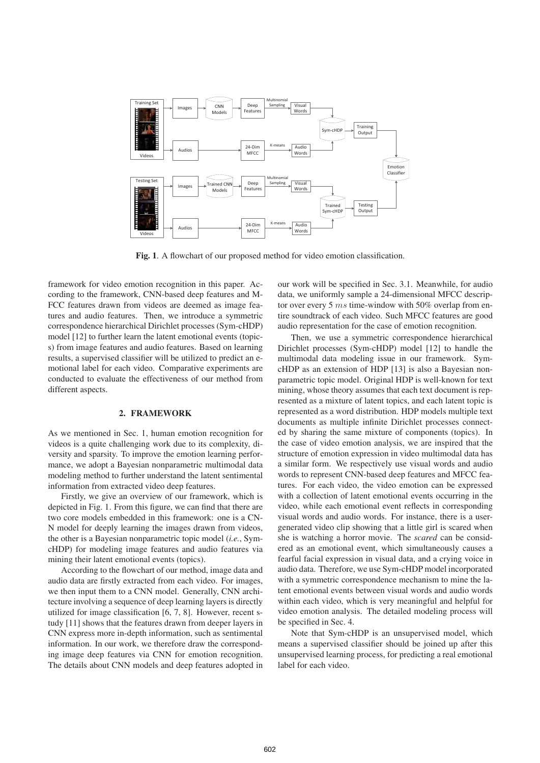**Fig. 1**. A flowchart of our proposed method for video emotion classification.

framework for video emotion recognition in this paper. According to the framework, CNN-based deep features and MFCC features drawn from videos are deemed as image features and audio features. Then, we introduce a symmetric correspondence hierarchical Dirichlet processes (Sym-cHDP) model [12] to further learn the latent emotional events (topics) from image features and audio features. Based on learning results, a supervised classifier will be utilized to predict an emotional label for each video. Comparative experiments are conducted to evaluate the effectiveness of our method from different aspects.

## 2. FRAMEWORK

As we mentioned in Sec. 1, human emotion recognition for videos is a quite challenging work due to its complexity, diversity and sparsity. To improve the emotion learning performance, we adopt a Bayesian nonparametric multimodal data modeling method to further understand the latent sentimental information from extracted video deep features.

Firstly, we give an overview of our framework, which is depicted in Fig. 1. From this figure, we can find that there are two core models embedded in this framework: one is a CNN model for deeply learning the images drawn from videos, the other is a Bayesian nonparametric topic model (*i.e.*, Sym-cHDP) for modeling image features and audio features via mining their latent emotional events (topics).

According to the flowchart of our method, image data and audio data are firstly extracted from each video. For images, we then input them to a CNN model. Generally, CNN architecture involving a sequence of deep learning layers is directly utilized for image classification [6, 7, 8]. However, recent study [11] shows that the features drawn from deeper layers in CNN express more in-depth information, such as sentimental information. In our work, we therefore draw the corresponding image deep features via CNN for emotion recognition. The details about CNN models and deep features adopted in our work will be specified in Sec. 3.1. Meanwhile, for audio data, we uniformly sample a 24-dimensional MFCC descriptor over every 5 $ms$ time-window with 50% overlap from entire soundtrack of each video. Such MFCC features are good audio representation for the case of emotion recognition.

Then, we use a symmetric correspondence hierarchical Dirichlet processes (Sym-cHDP) model [12] to handle the multimodal data modeling issue in our framework. Sym-cHDP as an extension of HDP [13] is also a Bayesian nonparametric topic model. Original HDP is well-known for text mining, whose theory assumes that each text document is represented as a mixture of latent topics, and each latent topic is represented as a word distribution. HDP models multiple text documents as multiple infinite Dirichlet processes connected by sharing the same mixture of components (topics). In the case of video emotion analysis, we are inspired that the structure of emotion expression in video multimodal data has a similar form. We respectively use visual words and audio words to represent CNN-based deep features and MFCC features. For each video, the video emotion can be expressed with a collection of latent emotional events occurring in the video, while each emotional event reflects in corresponding visual words and audio words. For instance, there is a user-generated video clip showing that a little girl is scared when she is watching a horror movie. The *scared* can be considered as an emotional event, which simultaneously causes a fearful facial expression in visual data, and a crying voice in audio data. Therefore, we use Sym-cHDP model incorporated with a symmetric correspondence mechanism to mine the latent emotional events between visual words and audio words within each video, which is very meaningful and helpful for video emotion analysis. The detailed modeling process will be specified in Sec. 4.

Note that Sym-cHDP is an unsupervised model, which means a supervised classifier should be joined up after this unsupervised learning process, for predicting a real emotional label for each video.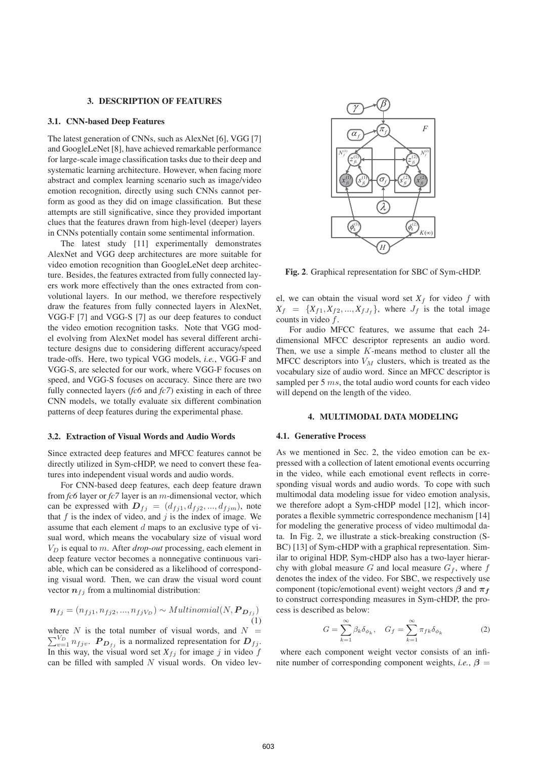## 3. DESCRIPTION OF FEATURES

### 3.1. CNN-based Deep Features

The latest generation of CNNs, such as AlexNet [6], VGG [7] and GoogleLeNet [8], have achieved remarkable performance for large-scale image classification tasks due to their deep and systematic learning architecture. However, when facing more abstract and complex learning scenario such as image/video emotion recognition, directly using such CNNs cannot perform as good as they did on image classification. But these attempts are still significative, since they provided important clues that the features drawn from high-level (deeper) layers in CNNs potentially contain some sentimental information.

The latest study [11] experimentally demonstrates AlexNet and VGG deep architectures are more suitable for video emotion recognition than GoogleLeNet deep architecture. Besides, the features extracted from fully connected layers work more effectively than the ones extracted from convolutional layers. In our method, we therefore respectively draw the features from fully connected layers in AlexNet, VGG-F [7] and VGG-S [7] as our deep features to conduct the video emotion recognition tasks. Note that VGG model evolving from AlexNet model has several different architecture designs due to considering different accuracy/speed trade-offs. Here, two typical VGG models, *i.e.*, VGG-F and VGG-S, are selected for our work, where VGG-F focuses on speed, and VGG-S focuses on accuracy. Since there are two fully connected layers (*fc6* and *fc7*) existing in each of three CNN models, we totally evaluate six different combination patterns of deep features during the experimental phase.

### 3.2. Extraction of Visual Words and Audio Words

Since extracted deep features and MFCC features cannot be directly utilized in Sym-cHDP, we need to convert these features into independent visual words and audio words.

For CNN-based deep features, each deep feature drawn from *fc6* layer or *fc7* layer is an $m$-dimensional vector, which can be expressed with $\boldsymbol{D}_{fj} = (d_{fj1}, d_{fj2}, ..., d_{fjm})$, note that $f$ is the index of video, and $j$ is the index of image. We assume that each element $d$ maps to an exclusive type of visual word, which means the vocabulary size of visual word $V_D$ is equal to $m$. After *drop-out* processing, each element in deep feature vector becomes a nonnegative continuous variable, which can be considered as a likelihood of corresponding visual word. Then, we can draw the visual word count vector $\boldsymbol{n}_{fj}$ from a multinomial distribution:

$$\boldsymbol{n}_{fj} = (n_{fj1}, n_{fj2}, ..., n_{fjV_D}) \sim Multinomial(N, \boldsymbol{P}_{\boldsymbol{D}_{fj}}) \quad (1)$$

where $N$ is the total number of visual words, and $N = \sum_{v=1}^{V_D} n_{fjv}$. $\boldsymbol{P}_{\boldsymbol{D}_{fj}}$ is a normalized representation for $\boldsymbol{D}_{fj}$. In this way, the visual word set $X_{fj}$ for image $j$ in video $f$ can be filled with sampled $N$ visual words. On video level, we can obtain the visual word set $X_f$ for video $f$ with $X_f = \{X_{f1}, X_{f2}, ..., X_{fJ_f}\}$, where $J_f$ is the total image counts in video $f$.

For audio MFCC features, we assume that each 24-dimensional MFCC descriptor represents an audio word. Then, we use a simple $K$-means method to cluster all the MFCC descriptors into $V_M$ clusters, which is treated as the vocabulary size of audio word. Since an MFCC descriptor is sampled per 5 $ms$, the total audio word counts for each video will depend on the length of the video.

**Fig. 2**. Graphical representation for SBC of Sym-cHDP.

## 4. MULTIMODAL DATA MODELING

### 4.1. Generative Process

As we mentioned in Sec. 2, the video emotion can be expressed with a collection of latent emotional events occurring in the video, while each emotional event reflects in corresponding visual words and audio words. To cope with such multimodal data modeling issue for video emotion analysis, we therefore adopt a Sym-cHDP model [12], which incorporates a flexible symmetric correspondence mechanism [14] for modeling the generative process of video multimodal data. In Fig. 2, we illustrate a stick-breaking construction (SBC) [13] of Sym-cHDP with a graphical representation. Similar to original HDP, Sym-cHDP also has a two-layer hierarchy with global measure $G$ and local measure $G_f$, where $f$ denotes the index of the video. For SBC, we respectively use component (topic/emotional event) weight vectors $\boldsymbol{\beta}$ and $\boldsymbol{\pi_f}$ to construct corresponding measures in Sym-cHDP, the process is described as below:

$$G = \sum_{k=1}^{\infty} \beta_k \delta_{\phi_k}, \quad G_f = \sum_{k=1}^{\infty} \pi_{fk} \delta_{\phi_k} \quad (2)$$

where each component weight vector consists of an infinite number of corresponding component weights, *i.e.*, $\boldsymbol{\beta} =$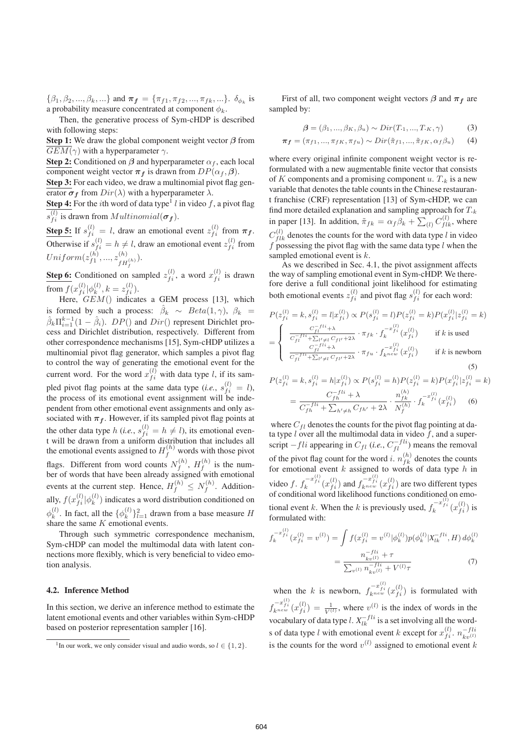$\{\beta_1, \beta_2, ..., \beta_k, ...\}$ and $\boldsymbol{\pi_f} = \{\pi_{f1}, \pi_{f2}, ..., \pi_{fk}, ...\}$. $\delta_{\phi_k}$ is a probability measure concentrated at component $\phi_k$.

Then, the generative process of Sym-cHDP is described with following steps:

**Step 1:** We draw the global component weight vector $\boldsymbol{\beta}$ from $GEM(\gamma)$ with a hyperparameter $\gamma$.

**Step 2:** Conditioned on $\boldsymbol{\beta}$ and hyperparameter $\alpha_f$, each local component weight vector $\boldsymbol{\pi_f}$ is drawn from $DP(\alpha_f, \boldsymbol{\beta})$.

**Step 3:** For each video, we draw a multinomial pivot flag generator $\boldsymbol{\sigma_f}$ from $Dir(\lambda)$ with a hyperparameter $\lambda$.

**Step 4:** For the $i$th word of data type[1] $l$ in video $f$, a pivot flag $s_{fi}^{(l)}$ is drawn from $Multinomial(\boldsymbol{\sigma_f})$.

**Step 5:** If $s_{fi}^{(l)} = l$, draw an emotional event $z_{fi}^{(l)}$ from $\boldsymbol{\pi_f}$. Otherwise if $s_{fi}^{(l)} = h \neq l$, draw an emotional event $z_{fi}^{(l)}$ from $Uniform(z_{f1}^{(h)}, ..., z_{fH_f^{(h)}}^{(h)})$.

**Step 6:** Conditioned on sampled $z_{fi}^{(l)}$, a word $x_{fi}^{(l)}$ is drawn from $f(x_{fi}^{(l)}|\phi_k^{(l)}, k = z_{fi}^{(l)})$.

Here, $GEM()$ indicates a GEM process [13], which is formed by such a process: $\hat{\beta}_k \sim Beta(1, \gamma)$, $\beta_k = \hat{\beta}_k \Pi_{i=1}^{k-1}(1 - \hat{\beta}_i)$. $DP()$ and $Dir()$ represent Dirichlet process and Dirichlet distribution, respectively. Different from other correspondence mechanisms [15], Sym-cHDP utilizes a multinomial pivot flag generator, which samples a pivot flag to control the way of generating the emotional event for the current word. For the word $x_{fi}^{(l)}$ with data type $l$, if its sampled pivot flag points at the same data type (*i.e.*, $s_{fi}^{(l)} = l$), the process of its emotional event assignment will be independent from other emotional event assignments and only associated with $\boldsymbol{\pi_f}$. However, if its sampled pivot flag points at the other data type $h$ (*i.e.*, $s_{fi}^{(l)} = h \neq l$), its emotional event will be drawn from a uniform distribution that includes all the emotional events assigned to $H_f^{(h)}$ words with those pivot flags. Different from word counts $N_f^{(h)}$, $H_f^{(h)}$ is the number of words that have been already assigned with emotional events at the current step. Hence, $H_f^{(h)} \leq N_f^{(h)}$. Additionally, $f(x_{fi}^{(l)}|\phi_k^{(l)})$ indicates a word distribution conditioned on $\phi_k^{(l)}$. In fact, all the $\{\phi_k^{(l)}\}_{l=1}^2$ drawn from a base measure $H$ share the same $K$ emotional events.

Through such symmetric correspondence mechanism, Sym-cHDP can model the multimodal data with latent connections more flexibly, which is very beneficial to video emotion analysis.

### 4.2. Inference Method

In this section, we derive an inference method to estimate the latent emotional events and other variables within Sym-cHDP based on posterior representation sampler [16].

[1] In our work, we only consider visual and audio words, so $l \in \{1, 2\}$.

First of all, two component weight vectors $\boldsymbol{\beta}$ and $\boldsymbol{\pi_f}$ are sampled by:

$$\boldsymbol{\beta} = (\beta_1, ..., \beta_K, \beta_u) \sim Dir(T_{\cdot 1}, ..., T_{\cdot K}, \gamma) \tag{3}$$

$$\boldsymbol{\pi_f} = (\pi_{f1}, ..., \pi_{fK}, \pi_{fu}) \sim Dir(\tilde{\pi}_{f1}, ..., \tilde{\pi}_{fK}, \alpha_f \beta_u) \tag{4}$$

where every original infinite component weight vector is reformulated with a new augmentable finite vector that consists of $K$ components and a promising component $u$. $T_{\cdot k}$ is a new variable that denotes the table counts in the Chinese restaurant franchise (CRF) representation [13] of Sym-cHDP, we can find more detailed explanation and sampling approach for $T_{\cdot k}$ in paper [13]. In addition, $\tilde{\pi}_{fk} = \alpha_f \beta_k + \sum_{(l)} C_{flk}^{(l)}$, where $C_{flk}^{(l)}$ denotes the counts for the word with data type $l$ in video $f$ possessing the pivot flag with the same data type $l$ when the sampled emotional event is $k$.

As we described in Sec. 4.1, the pivot assignment affects the way of sampling emotional event in Sym-cHDP. We therefore derive a full conditional joint likelihood for estimating both emotional events $z_{fi}^{(l)}$ and pivot flag $s_{fi}^{(l)}$ for each word:

$$P(z_{fi}^{(l)} = k, s_{fi}^{(l)} = l | x_{fi}^{(l)}) \propto P(s_{fi}^{(l)} = l) P(z_{fi}^{(l)} = k) P(x_{fi}^{(l)} | z_{fi}^{(l)} = k)$$
$$= \begin{cases} \frac{C_{fl}^{-fli} + \lambda}{C_{fl}^{-fli} + \sum_{l' \neq l} C_{fl'} + 2\lambda} \cdot \pi_{fk} \cdot f_k^{-x_{fi}^{(l)}}(x_{fi}^{(l)}) & \text{if } k \text{ is used} \\ \frac{C_{fl}^{-fli} + \lambda}{C_{fl}^{-fli} + \sum_{l' \neq l} C_{fl'} + 2\lambda} \cdot \pi_{fu} \cdot f_{k^{new}}^{-x_{fi}^{(l)}}(x_{fi}^{(l)}) & \text{if } k \text{ is newborn} \end{cases} \tag{5}$$

$$P(z_{fi}^{(l)} = k, s_{fi}^{(l)} = h | x_{fi}^{(l)}) \propto P(s_{fi}^{(l)} = h) P(z_{fi}^{(l)} = k) P(x_{fi}^{(l)} | z_{fi}^{(l)} = k)$$
$$= \frac{C_{fh}^{-fli} + \lambda}{C_{fh}^{-fli} + \sum_{h' \neq h} C_{fh'} + 2\lambda} \cdot \frac{n_{fk}^{(h)}}{N_f^{(h)}} \cdot f_k^{-x_{fi}^{(l)}}(x_{fi}^{(l)}) \tag{6}$$

where $C_{fl}$ denotes the counts for the pivot flag pointing at data type $l$ over all the multimodal data in video $f$, and a superscript $-fli$ appearing in $C_{fl}$ (*i.e.*, $C_{fl}^{-fli}$) means the removal of the pivot flag count for the word $i$. $n_{fk}^{(h)}$ denotes the counts for emotional event $k$ assigned to words of data type $h$ in video $f$. $f_k^{-x_{fi}^{(l)}}(x_{fi}^{(l)})$ and $f_{k^{new}}^{-x_{fi}^{(l)}}(x_{fi}^{(l)})$ are two different types of conditional word likelihood functions conditioned on emotional event $k$. When the $k$ is previously used, $f_k^{-x_{fi}^{(l)}}(x_{fi}^{(l)})$ is formulated with:

$$f_k^{-x_{fi}^{(l)}}(x_{fi}^{(l)} = v^{(l)}) = \int f(x_{fi}^{(l)} = v^{(l)} | \phi_k^{(l)}) p(\phi_k^{(l)} | X_{lk}^{-fli}, H) \, d\phi_k^{(l)}$$
$$= \frac{n_{kv^{(l)}}^{-fli} + \tau}{\sum_{v^{(l)}} n_{kv^{(l)}}^{-fli} + V^{(l)} \tau} \tag{7}$$

when the $k$ is newborn, $f_{k^{new}}^{-x_{fi}^{(l)}}(x_{fi}^{(l)})$ is formulated with $f_{k^{new}}^{-x_{fi}^{(l)}}(x_{fi}^{(l)}) = \frac{1}{V^{(l)}}$, where $v^{(l)}$ is the index of words in the vocabulary of data type $l$. $X_{lk}^{-fli}$ is a set involving all the words of data type $l$ with emotional event $k$ except for $x_{fi}^{(l)}$. $n_{kv^{(l)}}^{-fli}$ is the counts for the word $v^{(l)}$ assigned to emotional event $k$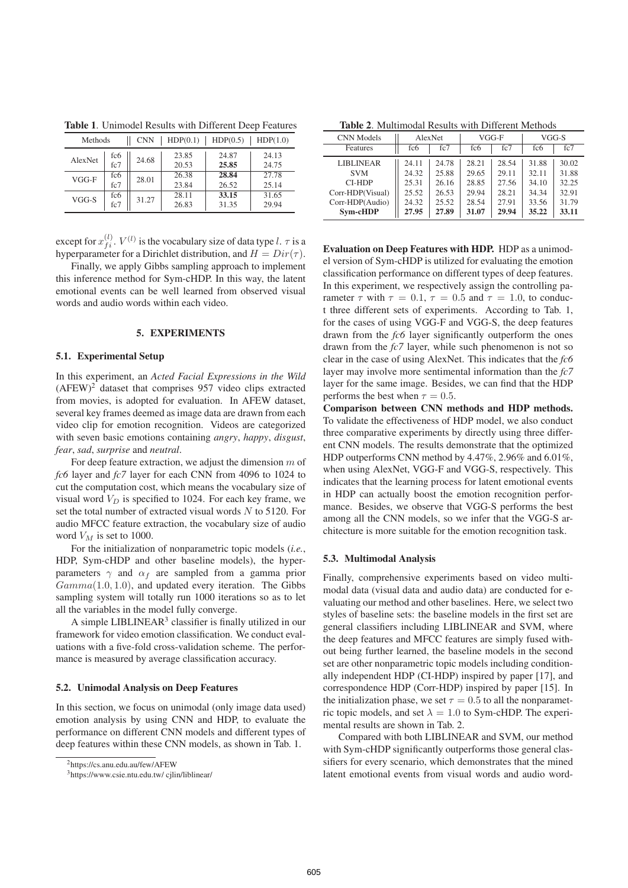**Table 1.** Unimodel Results with Different Deep Features

| Methods | | CNN | HDP(0.1) | HDP(0.5) | HDP(1.0) |
|---|---|---|---|---|---|
| AlexNet | fc6 | 24.68 | 23.85 | 24.87 | 24.13 |
| | fc7 | | 20.53 | **25.85** | 24.75 |
| VGG-F | fc6 | 28.01 | 26.38 | **28.84** | 27.78 |
| | fc7 | | 23.84 | 26.52 | 25.14 |
| VGG-S | fc6 | 31.27 | 28.11 | **33.15** | 31.65 |
| | fc7 | | 26.83 | 31.35 | 29.94 |

except for $x_{fi}^{(l)}$. $V^{(l)}$ is the vocabulary size of data type $l$. $\tau$ is a hyperparameter for a Dirichlet distribution, and $H = Dir(\tau)$.

Finally, we apply Gibbs sampling approach to implement this inference method for Sym-cHDP. In this way, the latent emotional events can be well learned from observed visual words and audio words within each video.

## 5. EXPERIMENTS

### 5.1. Experimental Setup

In this experiment, an *Acted Facial Expressions in the Wild* (AFEW)[2] dataset that comprises 957 video clips extracted from movies, is adopted for evaluation. In AFEW dataset, several key frames deemed as image data are drawn from each video clip for emotion recognition. Videos are categorized with seven basic emotions containing *angry*, *happy*, *disgust*, *fear*, *sad*, *surprise* and *neutral*.

For deep feature extraction, we adjust the dimension $m$ of *fc6* layer and *fc7* layer for each CNN from 4096 to 1024 to cut the computation cost, which means the vocabulary size of visual word $V_D$ is specified to 1024. For each key frame, we set the total number of extracted visual words $N$ to 5120. For audio MFCC feature extraction, the vocabulary size of audio word $V_M$ is set to 1000.

For the initialization of nonparametric topic models (*i.e.*, HDP, Sym-cHDP and other baseline models), the hyperparameters $\gamma$ and $\alpha_f$ are sampled from a gamma prior $Gamma(1.0, 1.0)$, and updated every iteration. The Gibbs sampling system will totally run 1000 iterations so as to let all the variables in the model fully converge.

A simple LIBLINEAR[3] classifier is finally utilized in our framework for video emotion classification. We conduct evaluations with a five-fold cross-validation scheme. The performance is measured by average classification accuracy.

### 5.2. Unimodal Analysis on Deep Features

In this section, we focus on unimodal (only image data used) emotion analysis by using CNN and HDP, to evaluate the performance on different CNN models and different types of deep features within these CNN models, as shown in Tab. 1.

[2] https://cs.anu.edu.au/few/AFEW

[3] https://www.csie.ntu.edu.tw/ cjlin/liblinear/

**Table 2.** Multimodal Results with Different Methods

| CNN Models | AlexNet | | VGG-F | | VGG-S | |
|---|---|---|---|---|---|---|
| Features | fc6 | fc7 | fc6 | fc7 | fc6 | fc7 |
| LIBLINEAR | 24.11 | 24.78 | 28.21 | 28.54 | 31.88 | 30.02 |
| SVM | 24.32 | 25.88 | 29.65 | 29.11 | 32.11 | 31.88 |
| CI-HDP | 25.31 | 26.16 | 28.85 | 27.56 | 34.10 | 32.25 |
| Corr-HDP(Visual) | 25.52 | 26.53 | 29.94 | 28.21 | 34.34 | 32.91 |
| Corr-HDP(Audio) | 24.32 | 25.52 | 28.54 | 27.91 | 33.56 | 31.79 |
| **Sym-cHDP** | **27.95** | **27.89** | **31.07** | **29.94** | **35.22** | **33.11** |

**Evaluation on Deep Features with HDP.** HDP as a unimodel version of Sym-cHDP is utilized for evaluating the emotion classification performance on different types of deep features. In this experiment, we respectively assign the controlling parameter $\tau$ with $\tau = 0.1$, $\tau = 0.5$ and $\tau = 1.0$, to conduct three different sets of experiments. According to Tab. 1, for the cases of using VGG-F and VGG-S, the deep features drawn from the *fc6* layer significantly outperform the ones drawn from the *fc7* layer, while such phenomenon is not so clear in the case of using AlexNet. This indicates that the *fc6* layer may involve more sentimental information than the *fc7* layer for the same image. Besides, we can find that the HDP performs the best when $\tau = 0.5$.

**Comparison between CNN methods and HDP methods.** To validate the effectiveness of HDP model, we also conduct three comparative experiments by directly using three different CNN models. The results demonstrate that the optimized HDP outperforms CNN method by 4.47%, 2.96% and 6.01%, when using AlexNet, VGG-F and VGG-S, respectively. This indicates that the learning process for latent emotional events in HDP can actually boost the emotion recognition performance. Besides, we observe that VGG-S performs the best among all the CNN models, so we infer that the VGG-S architecture is more suitable for the emotion recognition task.

### 5.3. Multimodal Analysis

Finally, comprehensive experiments based on video multimodal data (visual data and audio data) are conducted for evaluating our method and other baselines. Here, we select two styles of baseline sets: the baseline models in the first set are general classifiers including LIBLINEAR and SVM, where the deep features and MFCC features are simply fused without being further learned, the baseline models in the second set are other nonparametric topic models including conditionally independent HDP (CI-HDP) inspired by paper [17], and correspondence HDP (Corr-HDP) inspired by paper [15]. In the initialization phase, we set $\tau = 0.5$ to all the nonparametric topic models, and set $\lambda = 1.0$ to Sym-cHDP. The experimental results are shown in Tab. 2.

Compared with both LIBLINEAR and SVM, our method with Sym-cHDP significantly outperforms those general classifiers for every scenario, which demonstrates that the mined latent emotional events from visual words and audio word-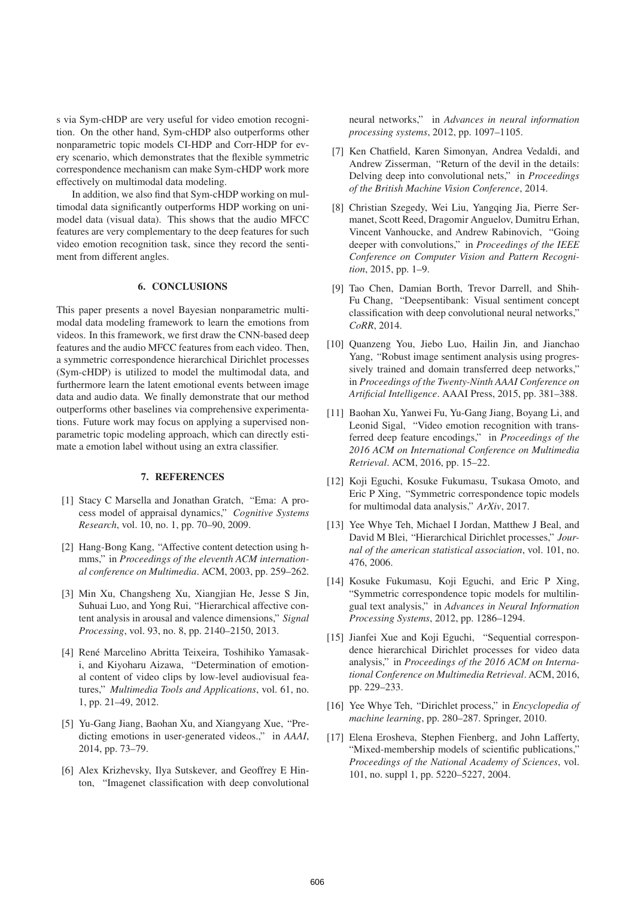s via Sym-cHDP are very useful for video emotion recognition. On the other hand, Sym-cHDP also outperforms other nonparametric topic models CI-HDP and Corr-HDP for every scenario, which demonstrates that the flexible symmetric correspondence mechanism can make Sym-cHDP work more effectively on multimodal data modeling.

In addition, we also find that Sym-cHDP working on multimodal data significantly outperforms HDP working on unimodel data (visual data). This shows that the audio MFCC features are very complementary to the deep features for such video emotion recognition task, since they record the sentiment from different angles.

## 6. CONCLUSIONS

This paper presents a novel Bayesian nonparametric multimodal data modeling framework to learn the emotions from videos. In this framework, we first draw the CNN-based deep features and the audio MFCC features from each video. Then, a symmetric correspondence hierarchical Dirichlet processes (Sym-cHDP) is utilized to model the multimodal data, and furthermore learn the latent emotional events between image data and audio data. We finally demonstrate that our method outperforms other baselines via comprehensive experimentations. Future work may focus on applying a supervised nonparametric topic modeling approach, which can directly estimate a emotion label without using an extra classifier.

## 7. REFERENCES

[1] Stacy C Marsella and Jonathan Gratch, "Ema: A process model of appraisal dynamics," *Cognitive Systems Research*, vol. 10, no. 1, pp. 70–90, 2009.

[2] Hang-Bong Kang, "Affective content detection using hmms," in *Proceedings of the eleventh ACM international conference on Multimedia*. ACM, 2003, pp. 259–262.

[3] Min Xu, Changsheng Xu, Xiangjian He, Jesse S Jin, Suhuai Luo, and Yong Rui, "Hierarchical affective content analysis in arousal and valence dimensions," *Signal Processing*, vol. 93, no. 8, pp. 2140–2150, 2013.

[4] René Marcelino Abritta Teixeira, Toshihiko Yamasaki, and Kiyoharu Aizawa, "Determination of emotional content of video clips by low-level audiovisual features," *Multimedia Tools and Applications*, vol. 61, no. 1, pp. 21–49, 2012.

[5] Yu-Gang Jiang, Baohan Xu, and Xiangyang Xue, "Predicting emotions in user-generated videos.," in *AAAI*, 2014, pp. 73–79.

[6] Alex Krizhevsky, Ilya Sutskever, and Geoffrey E Hinton, "Imagenet classification with deep convolutional neural networks," in *Advances in neural information processing systems*, 2012, pp. 1097–1105.

[7] Ken Chatfield, Karen Simonyan, Andrea Vedaldi, and Andrew Zisserman, "Return of the devil in the details: Delving deep into convolutional nets," in *Proceedings of the British Machine Vision Conference*, 2014.

[8] Christian Szegedy, Wei Liu, Yangqing Jia, Pierre Sermanet, Scott Reed, Dragomir Anguelov, Dumitru Erhan, Vincent Vanhoucke, and Andrew Rabinovich, "Going deeper with convolutions," in *Proceedings of the IEEE Conference on Computer Vision and Pattern Recognition*, 2015, pp. 1–9.

[9] Tao Chen, Damian Borth, Trevor Darrell, and Shih-Fu Chang, "Deepsentibank: Visual sentiment concept classification with deep convolutional neural networks," *CoRR*, 2014.

[10] Quanzeng You, Jiebo Luo, Hailin Jin, and Jianchao Yang, "Robust image sentiment analysis using progressively trained and domain transferred deep networks," in *Proceedings of the Twenty-Ninth AAAI Conference on Artificial Intelligence*. AAAI Press, 2015, pp. 381–388.

[11] Baohan Xu, Yanwei Fu, Yu-Gang Jiang, Boyang Li, and Leonid Sigal, "Video emotion recognition with transferred deep feature encodings," in *Proceedings of the 2016 ACM on International Conference on Multimedia Retrieval*. ACM, 2016, pp. 15–22.

[12] Koji Eguchi, Kosuke Fukumasu, Tsukasa Omoto, and Eric P Xing, "Symmetric correspondence topic models for multimodal data analysis," *ArXiv*, 2017.

[13] Yee Whye Teh, Michael I Jordan, Matthew J Beal, and David M Blei, "Hierarchical Dirichlet processes," *Journal of the american statistical association*, vol. 101, no. 476, 2006.

[14] Kosuke Fukumasu, Koji Eguchi, and Eric P Xing, "Symmetric correspondence topic models for multilingual text analysis," in *Advances in Neural Information Processing Systems*, 2012, pp. 1286–1294.

[15] Jianfei Xue and Koji Eguchi, "Sequential correspondence hierarchical Dirichlet processes for video data analysis," in *Proceedings of the 2016 ACM on International Conference on Multimedia Retrieval*. ACM, 2016, pp. 229–233.

[16] Yee Whye Teh, "Dirichlet process," in *Encyclopedia of machine learning*, pp. 280–287. Springer, 2010.

[17] Elena Erosheva, Stephen Fienberg, and John Lafferty, "Mixed-membership models of scientific publications," *Proceedings of the National Academy of Sciences*, vol. 101, no. suppl 1, pp. 5220–5227, 2004.